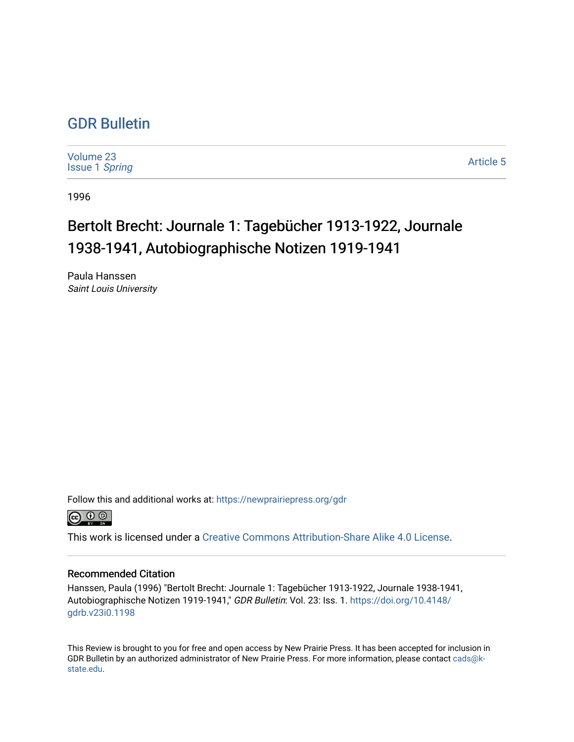# GDR Bulletin

Volume 23
Issue 1 *Spring*

Article 5

1996

## Bertolt Brecht: Journale 1: Tagebücher 1913-1922, Journale 1938-1941, Autobiographische Notizen 1919-1941

Paula Hanssen
*Saint Louis University*

Follow this and additional works at: https://newprairiepress.org/gdr

This work is licensed under a Creative Commons Attribution-Share Alike 4.0 License.

### Recommended Citation

Hanssen, Paula (1996) "Bertolt Brecht: Journale 1: Tagebücher 1913-1922, Journale 1938-1941, Autobiographische Notizen 1919-1941," *GDR Bulletin*: Vol. 23: Iss. 1. https://doi.org/10.4148/gdrb.v23i0.1198

This Review is brought to you for free and open access by New Prairie Press. It has been accepted for inclusion in GDR Bulletin by an authorized administrator of New Prairie Press. For more information, please contact cads@k-state.edu.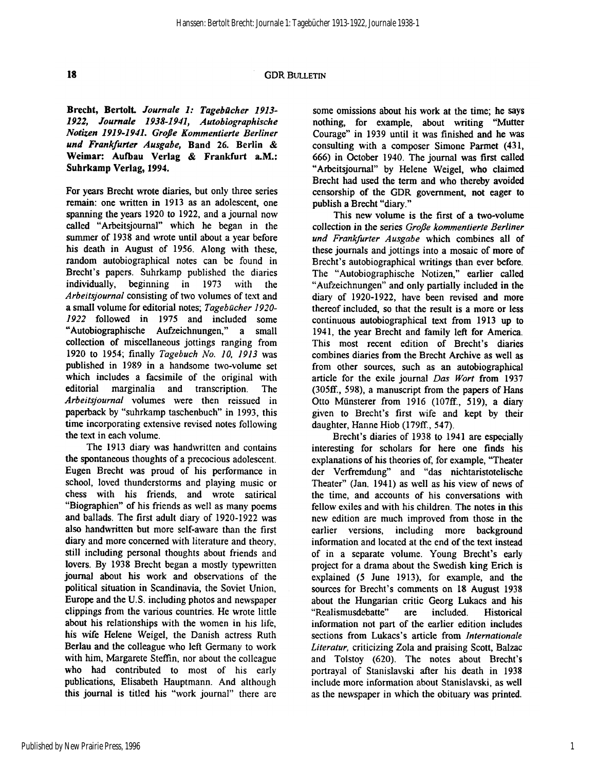**Brecht, Bertolt.** ***Journale 1: Tagebücher 1913-1922, Journale 1938-1941, Autobiographische Notizen 1919-1941. Große Kommentierte Berliner und Frankfurter Ausgabe,*** **Band 26. Berlin & Weimar: Aufbau Verlag & Frankfurt a.M.: Suhrkamp Verlag, 1994.**

For years Brecht wrote diaries, but only three series remain: one written in 1913 as an adolescent, one spanning the years 1920 to 1922, and a journal now called "Arbeitsjournal" which he began in the summer of 1938 and wrote until about a year before his death in August of 1956. Along with these, random autobiographical notes can be found in Brecht's papers. Suhrkamp published the diaries individually, beginning in 1973 with the *Arbeitsjournal* consisting of two volumes of text and a small volume for editorial notes; *Tagebücher 1920-1922* followed in 1975 and included some "Autobiographische Aufzeichnungen," a small collection of miscellaneous jottings ranging from 1920 to 1954; finally *Tagebuch No. 10, 1913* was published in 1989 in a handsome two-volume set which includes a facsimile of the original with editorial marginalia and transcription. The *Arbeitsjournal* volumes were then reissued in paperback by "suhrkamp taschenbuch" in 1993, this time incorporating extensive revised notes following the text in each volume.

The 1913 diary was handwritten and contains the spontaneous thoughts of a precocious adolescent. Eugen Brecht was proud of his performance in school, loved thunderstorms and playing music or chess with his friends, and wrote satirical "Biographien" of his friends as well as many poems and ballads. The first adult diary of 1920-1922 was also handwritten but more self-aware than the first diary and more concerned with literature and theory, still including personal thoughts about friends and lovers. By 1938 Brecht began a mostly typewritten journal about his work and observations of the political situation in Scandinavia, the Soviet Union, Europe and the U.S. including photos and newspaper clippings from the various countries. He wrote little about his relationships with the women in his life, his wife Helene Weigel, the Danish actress Ruth Berlau and the colleague who left Germany to work with him, Margarete Steffin, nor about the colleague who had contributed to most of his early publications, Elisabeth Hauptmann. And although this journal is titled his "work journal" there are some omissions about his work at the time; he says nothing, for example, about writing "Mutter Courage" in 1939 until it was finished and he was consulting with a composer Simone Parmet (431, 666) in October 1940. The journal was first called "Arbeitsjournal" by Helene Weigel, who claimed Brecht had used the term and who thereby avoided censorship of the GDR government, not eager to publish a Brecht "diary."

This new volume is the first of a two-volume collection in the series *Große kommentierte Berliner und Frankfurter Ausgabe* which combines all of these journals and jottings into a mosaic of more of Brecht's autobiographical writings than ever before. The "Autobiographische Notizen," earlier called "Aufzeichnungen" and only partially included in the diary of 1920-1922, have been revised and more thereof included, so that the result is a more or less continuous autobiographical text from 1913 up to 1941, the year Brecht and family left for America. This most recent edition of Brecht's diaries combines diaries from the Brecht Archive as well as from other sources, such as an autobiographical article for the exile journal *Das Wort* from 1937 (305ff., 598), a manuscript from the papers of Hans Otto Münsterer from 1916 (107ff., 519), a diary given to Brecht's first wife and kept by their daughter, Hanne Hiob (179ff., 547).

Brecht's diaries of 1938 to 1941 are especially interesting for scholars for here one finds his explanations of his theories of, for example, "Theater der Verfremdung" and "das nichtaristotelische Theater" (Jan. 1941) as well as his view of news of the time, and accounts of his conversations with fellow exiles and with his children. The notes in this new edition are much improved from those in the earlier versions, including more background information and located at the end of the text instead of in a separate volume. Young Brecht's early project for a drama about the Swedish king Erich is explained (5 June 1913), for example, and the sources for Brecht's comments on 18 August 1938 about the Hungarian critic Georg Lukacs and his "Realismusdebatte" are included. Historical information not part of the earlier edition includes sections from Lukacs's article from *Internationale Literatur,* criticizing Zola and praising Scott, Balzac and Tolstoy (620). The notes about Brecht's portrayal of Stanislavski after his death in 1938 include more information about Stanislavski, as well as the newspaper in which the obituary was printed.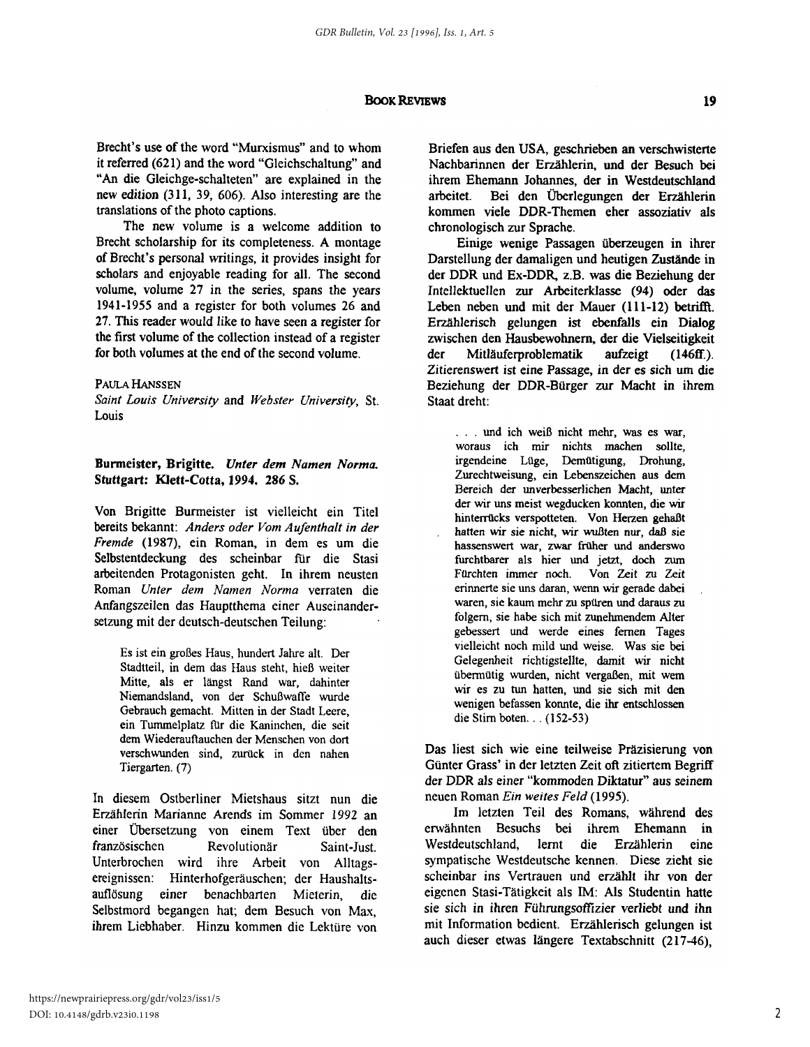Brecht's use of the word "Murxismus" and to whom it referred (621) and the word "Gleichschaltung" and "An die Gleichge-schalteten" are explained in the new edition (311, 39, 606). Also interesting are the translations of the photo captions.

The new volume is a welcome addition to Brecht scholarship for its completeness. A montage of Brecht's personal writings, it provides insight for scholars and enjoyable reading for all. The second volume, volume 27 in the series, spans the years 1941-1955 and a register for both volumes 26 and 27. This reader would like to have seen a register for the first volume of the collection instead of a register for both volumes at the end of the second volume.

PAULA HANSSEN
*Saint Louis University* and *Webster University*, St. Louis

**Burmeister, Brigitte. *Unter dem Namen Norma.* Stuttgart: Klett-Cotta, 1994. 286 S.**

Von Brigitte Burmeister ist vielleicht ein Titel bereits bekannt: *Anders oder Vom Aufenthalt in der Fremde* (1987), ein Roman, in dem es um die Selbstentdeckung des scheinbar für die Stasi arbeitenden Protagonisten geht. In ihrem neusten Roman *Unter dem Namen Norma* verraten die Anfangszeilen das Hauptthema einer Auseinandersetzung mit der deutsch-deutschen Teilung:

> Es ist ein großes Haus, hundert Jahre alt. Der Stadtteil, in dem das Haus steht, hieß weiter Mitte, als er längst Rand war, dahinter Niemandsland, von der Schußwaffe wurde Gebrauch gemacht. Mitten in der Stadt Leere, ein Tummelplatz für die Kaninchen, die seit dem Wiederauftauchen der Menschen von dort verschwunden sind, zurück in den nahen Tiergarten. (7)

In diesem Ostberliner Mietshaus sitzt nun die Erzählerin Marianne Arends im Sommer 1992 an einer Übersetzung von einem Text über den französischen Revolutionär Saint-Just. Unterbrochen wird ihre Arbeit von Alltagsereignissen: Hinterhofgeräuschen; der Haushaltsauflösung einer benachbarten Mieterin, die Selbstmord begangen hat; dem Besuch von Max, ihrem Liebhaber. Hinzu kommen die Lektüre von Briefen aus den USA, geschrieben an verschwisterte Nachbarinnen der Erzählerin, und der Besuch bei ihrem Ehemann Johannes, der in Westdeutschland arbeitet. Bei den Überlegungen der Erzählerin kommen viele DDR-Themen eher assoziativ als chronologisch zur Sprache.

Einige wenige Passagen überzeugen in ihrer Darstellung der damaligen und heutigen Zustände in der DDR und Ex-DDR, z.B. was die Beziehung der Intellektuellen zur Arbeiterklasse (94) oder das Leben neben und mit der Mauer (111-12) betrifft. Erzählerisch gelungen ist ebenfalls ein Dialog zwischen den Hausbewohnern, der die Vielseitigkeit der Mitläuferproblematik aufzeigt (146ff.). Zitierenswert ist eine Passage, in der es sich um die Beziehung der DDR-Bürger zur Macht in ihrem Staat dreht:

> . . . und ich weiß nicht mehr, was es war, woraus ich mir nichts machen sollte, irgendeine Lüge, Demütigung, Drohung, Zurechtweisung, ein Lebenszeichen aus dem Bereich der unverbesserlichen Macht, unter der wir uns meist wegducken konnten, die wir hinterrücks verspotteten. Von Herzen gehaßt hatten wir sie nicht, wir wußten nur, daß sie hassenswert war, zwar früher und anderswo fürchtbarer als hier und jetzt, doch zum Fürchten immer noch. Von Zeit zu Zeit erinnerte sie uns daran, wenn wir gerade dabei waren, sie kaum mehr zu spüren und daraus zu folgern, sie habe sich mit zunehmendem Alter gebessert und werde eines fernen Tages vielleicht noch mild und weise. Was sie bei Gelegenheit richtigstellte, damit wir nicht übermütig wurden, nicht vergaßen, mit wem wir es zu tun hatten, und sie sich mit den wenigen befassen konnte, die ihr entschlossen die Stirn boten. . . (152-53)

Das liest sich wie eine teilweise Präzisierung von Günter Grass' in der letzten Zeit oft zitiertem Begriff der DDR als einer "kommoden Diktatur" aus seinem neuen Roman *Ein weites Feld* (1995).

Im letzten Teil des Romans, während des erwähnten Besuchs bei ihrem Ehemann in Westdeutschland, lernt die Erzählerin eine sympatische Westdeutsche kennen. Diese zieht sie scheinbar ins Vertrauen und erzählt ihr von der eigenen Stasi-Tätigkeit als IM: Als Studentin hatte sie sich in ihren Führungsoffizier verliebt und ihn mit Information bedient. Erzählerisch gelungen ist auch dieser etwas längere Textabschnitt (217-46),